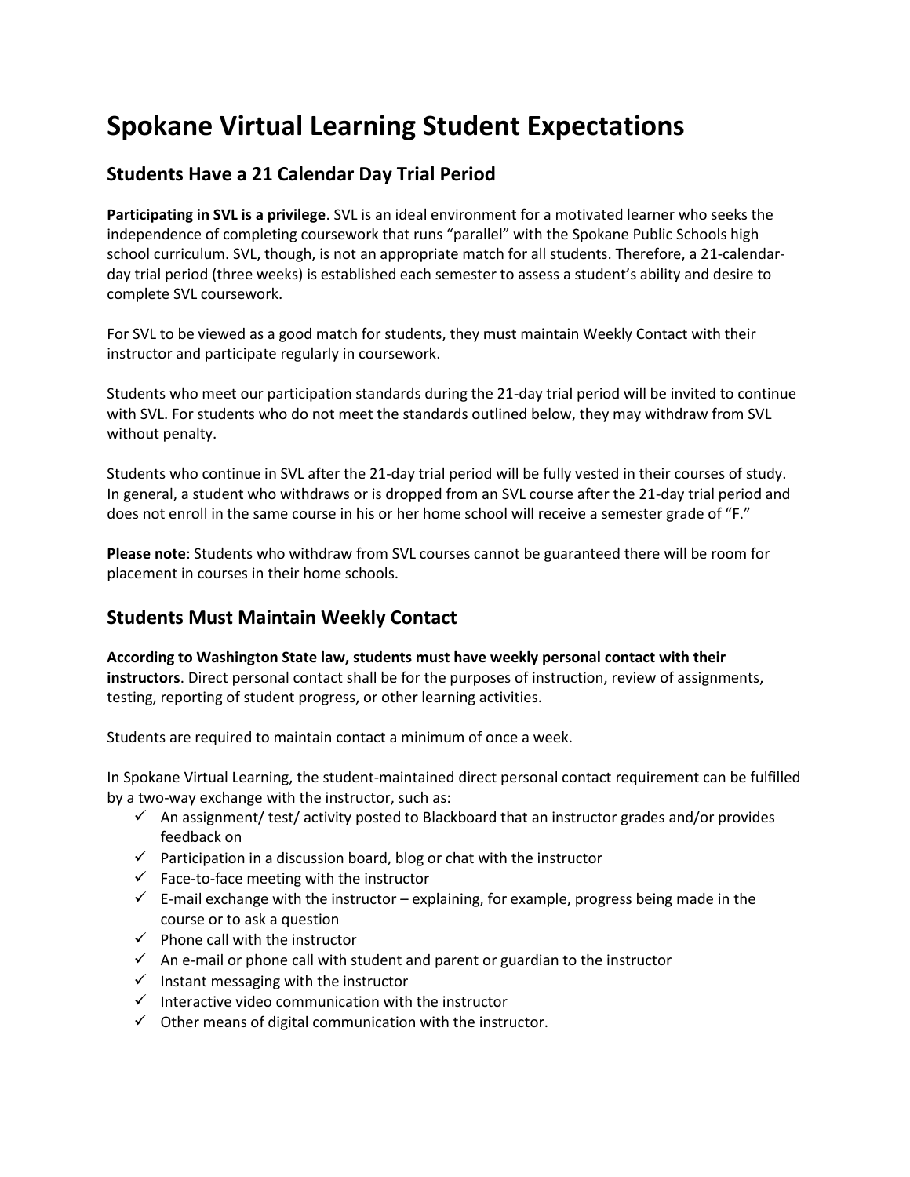# Spokane Virtual Learning Student Expectations

## Students Have a 21 Calendar Day Trial Period

**Participating in SVL is a privilege**. SVL is an ideal environment for a motivated learner who seeks the independence of completing coursework that runs "parallel" with the Spokane Public Schools high school curriculum. SVL, though, is not an appropriate match for all students. Therefore, a 21-calendar-day trial period (three weeks) is established each semester to assess a student's ability and desire to complete SVL coursework.

For SVL to be viewed as a good match for students, they must maintain Weekly Contact with their instructor and participate regularly in coursework.

Students who meet our participation standards during the 21-day trial period will be invited to continue with SVL. For students who do not meet the standards outlined below, they may withdraw from SVL without penalty.

Students who continue in SVL after the 21-day trial period will be fully vested in their courses of study. In general, a student who withdraws or is dropped from an SVL course after the 21-day trial period and does not enroll in the same course in his or her home school will receive a semester grade of "F."

**Please note**: Students who withdraw from SVL courses cannot be guaranteed there will be room for placement in courses in their home schools.

## Students Must Maintain Weekly Contact

**According to Washington State law, students must have weekly personal contact with their instructors**. Direct personal contact shall be for the purposes of instruction, review of assignments, testing, reporting of student progress, or other learning activities.

Students are required to maintain contact a minimum of once a week.

In Spokane Virtual Learning, the student-maintained direct personal contact requirement can be fulfilled by a two-way exchange with the instructor, such as:

- ✓ An assignment/ test/ activity posted to Blackboard that an instructor grades and/or provides feedback on
- ✓ Participation in a discussion board, blog or chat with the instructor
- ✓ Face-to-face meeting with the instructor
- ✓ E-mail exchange with the instructor – explaining, for example, progress being made in the course or to ask a question
- ✓ Phone call with the instructor
- ✓ An e-mail or phone call with student and parent or guardian to the instructor
- ✓ Instant messaging with the instructor
- ✓ Interactive video communication with the instructor
- ✓ Other means of digital communication with the instructor.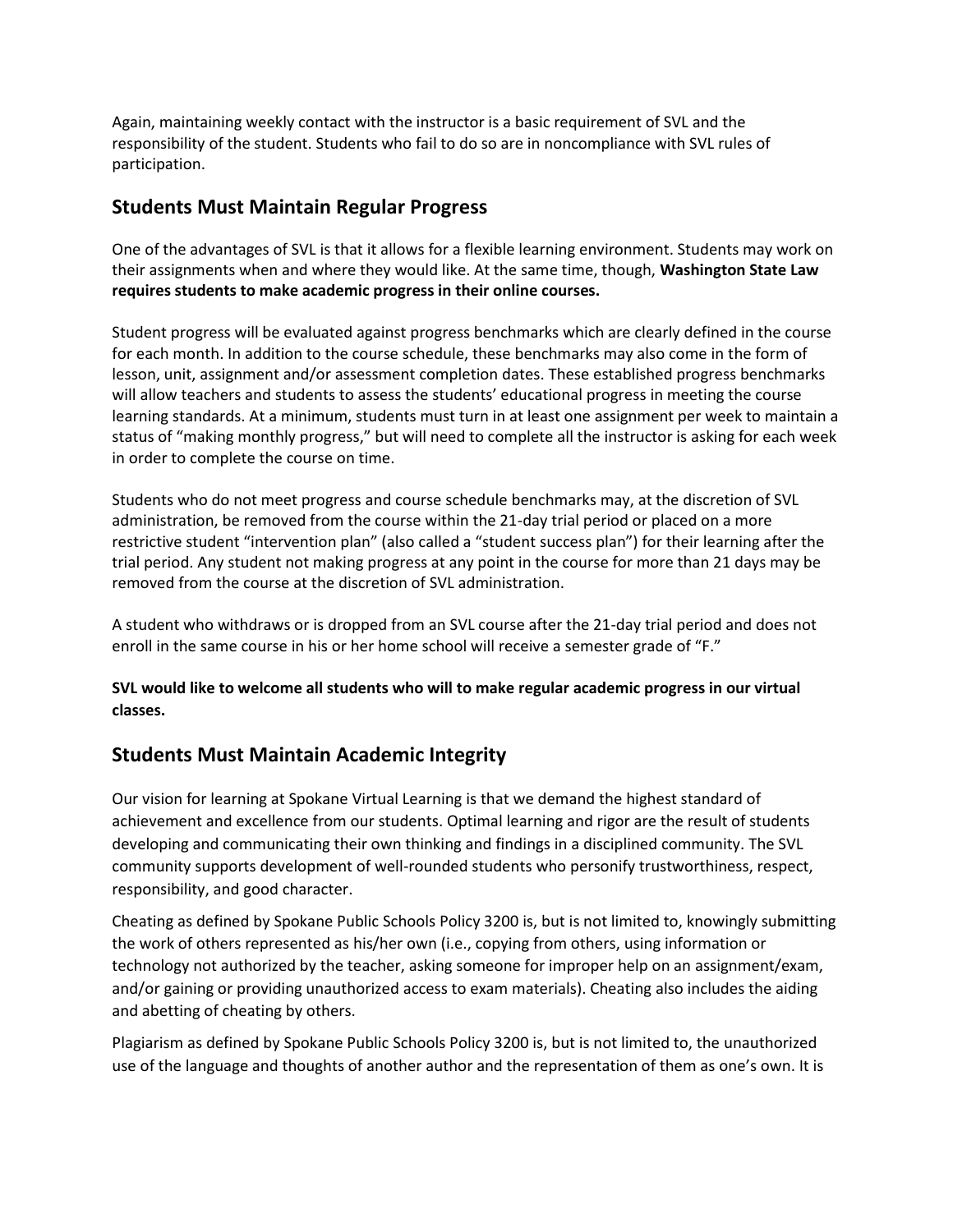Again, maintaining weekly contact with the instructor is a basic requirement of SVL and the responsibility of the student. Students who fail to do so are in noncompliance with SVL rules of participation.

## Students Must Maintain Regular Progress

One of the advantages of SVL is that it allows for a flexible learning environment. Students may work on their assignments when and where they would like. At the same time, though, **Washington State Law requires students to make academic progress in their online courses.**

Student progress will be evaluated against progress benchmarks which are clearly defined in the course for each month. In addition to the course schedule, these benchmarks may also come in the form of lesson, unit, assignment and/or assessment completion dates. These established progress benchmarks will allow teachers and students to assess the students' educational progress in meeting the course learning standards. At a minimum, students must turn in at least one assignment per week to maintain a status of "making monthly progress," but will need to complete all the instructor is asking for each week in order to complete the course on time.

Students who do not meet progress and course schedule benchmarks may, at the discretion of SVL administration, be removed from the course within the 21-day trial period or placed on a more restrictive student "intervention plan" (also called a "student success plan") for their learning after the trial period. Any student not making progress at any point in the course for more than 21 days may be removed from the course at the discretion of SVL administration.

A student who withdraws or is dropped from an SVL course after the 21-day trial period and does not enroll in the same course in his or her home school will receive a semester grade of "F."

**SVL would like to welcome all students who will to make regular academic progress in our virtual classes.**

## Students Must Maintain Academic Integrity

Our vision for learning at Spokane Virtual Learning is that we demand the highest standard of achievement and excellence from our students. Optimal learning and rigor are the result of students developing and communicating their own thinking and findings in a disciplined community. The SVL community supports development of well-rounded students who personify trustworthiness, respect, responsibility, and good character.

Cheating as defined by Spokane Public Schools Policy 3200 is, but is not limited to, knowingly submitting the work of others represented as his/her own (i.e., copying from others, using information or technology not authorized by the teacher, asking someone for improper help on an assignment/exam, and/or gaining or providing unauthorized access to exam materials). Cheating also includes the aiding and abetting of cheating by others.

Plagiarism as defined by Spokane Public Schools Policy 3200 is, but is not limited to, the unauthorized use of the language and thoughts of another author and the representation of them as one's own. It is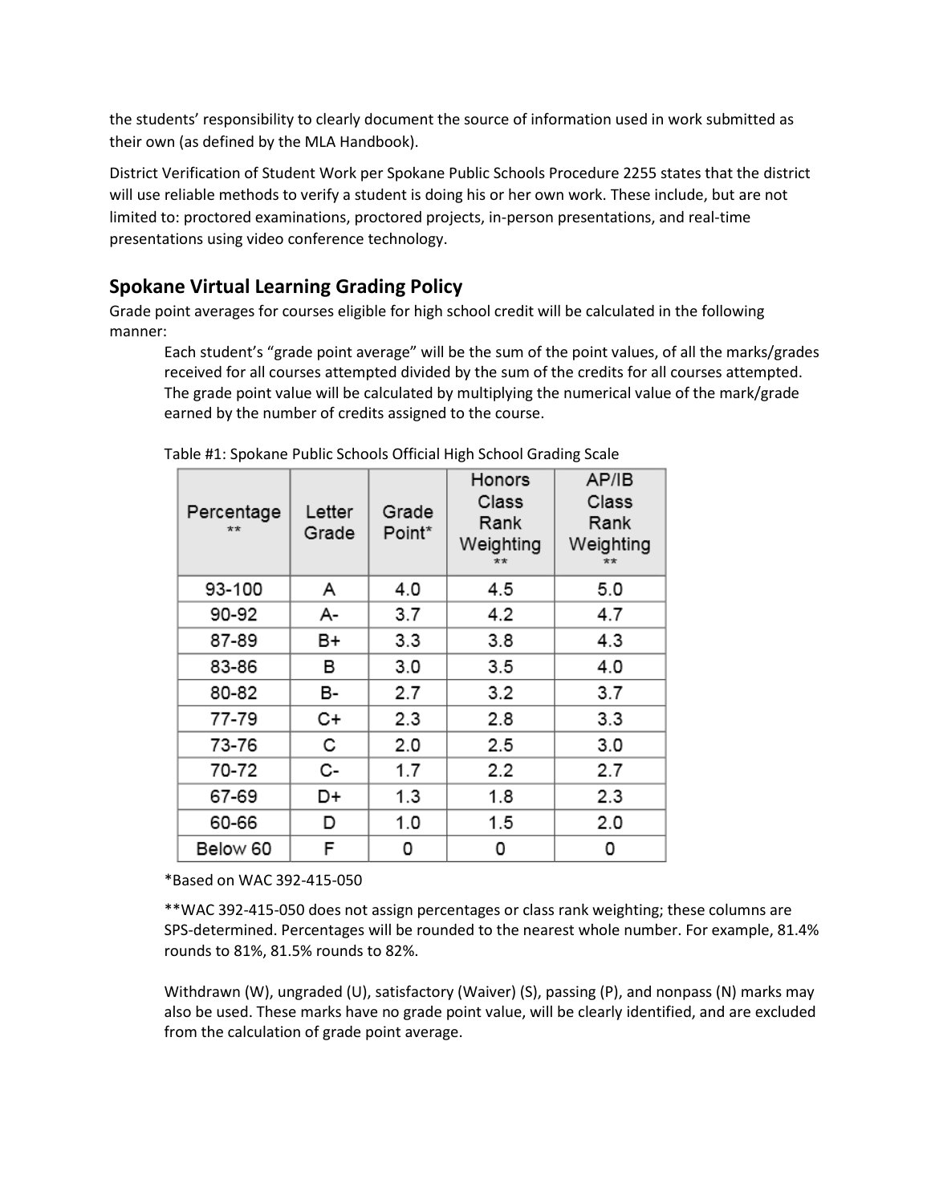the students' responsibility to clearly document the source of information used in work submitted as their own (as defined by the MLA Handbook).

District Verification of Student Work per Spokane Public Schools Procedure 2255 states that the district will use reliable methods to verify a student is doing his or her own work. These include, but are not limited to: proctored examinations, proctored projects, in-person presentations, and real-time presentations using video conference technology.

## Spokane Virtual Learning Grading Policy

Grade point averages for courses eligible for high school credit will be calculated in the following manner:

Each student's "grade point average" will be the sum of the point values, of all the marks/grades received for all courses attempted divided by the sum of the credits for all courses attempted. The grade point value will be calculated by multiplying the numerical value of the mark/grade earned by the number of credits assigned to the course.

Table #1: Spokane Public Schools Official High School Grading Scale

| Percentage ** | Letter Grade | Grade Point* | Honors Class Rank Weighting ** | AP/IB Class Rank Weighting ** |
|---|---|---|---|---|
| 93-100 | A | 4.0 | 4.5 | 5.0 |
| 90-92 | A- | 3.7 | 4.2 | 4.7 |
| 87-89 | B+ | 3.3 | 3.8 | 4.3 |
| 83-86 | B | 3.0 | 3.5 | 4.0 |
| 80-82 | B- | 2.7 | 3.2 | 3.7 |
| 77-79 | C+ | 2.3 | 2.8 | 3.3 |
| 73-76 | C | 2.0 | 2.5 | 3.0 |
| 70-72 | C- | 1.7 | 2.2 | 2.7 |
| 67-69 | D+ | 1.3 | 1.8 | 2.3 |
| 60-66 | D | 1.0 | 1.5 | 2.0 |
| Below 60 | F | 0 | 0 | 0 |

*Based on WAC 392-415-050

**WAC 392-415-050 does not assign percentages or class rank weighting; these columns are SPS-determined. Percentages will be rounded to the nearest whole number. For example, 81.4% rounds to 81%, 81.5% rounds to 82%.

Withdrawn (W), ungraded (U), satisfactory (Waiver) (S), passing (P), and nonpass (N) marks may also be used. These marks have no grade point value, will be clearly identified, and are excluded from the calculation of grade point average.